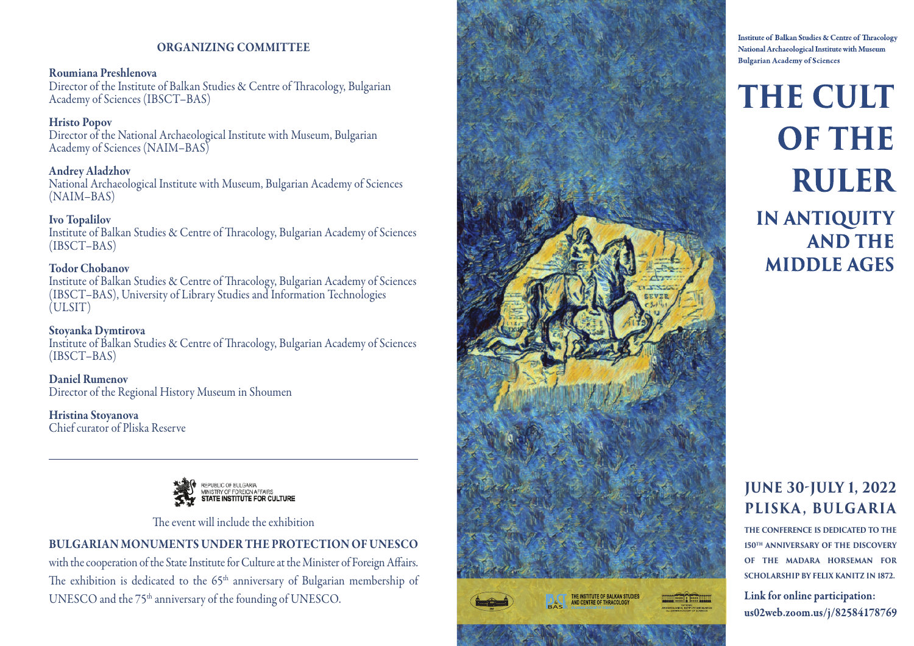## ORGANIZING COMMITTEE

**Roumiana Preshlenova**
Director of the Institute of Balkan Studies & Centre of Thracology, Bulgarian Academy of Sciences (IBSCT–BAS)

**Hristo Popov**
Director of the National Archaeological Institute with Museum, Bulgarian Academy of Sciences (NAIM–BAS)

**Andrey Aladzhov**
National Archaeological Institute with Museum, Bulgarian Academy of Sciences (NAIM–BAS)

**Ivo Topalilov**
Institute of Balkan Studies & Centre of Thracology, Bulgarian Academy of Sciences (IBSCT–BAS)

**Todor Chobanov**
Institute of Balkan Studies & Centre of Thracology, Bulgarian Academy of Sciences (IBSCT–BAS), University of Library Studies and Information Technologies (ULSIT)

**Stoyanka Dymtirova**
Institute of Balkan Studies & Centre of Thracology, Bulgarian Academy of Sciences (IBSCT–BAS)

**Daniel Rumenov**
Director of the Regional History Museum in Shoumen

**Hristina Stoyanova**
Chief curator of Pliska Reserve

---

REPUBLIC OF BULGARIA
MINISTRY OF FOREIGN AFFAIRS
STATE INSTITUTE FOR CULTURE

The event will include the exhibition

**BULGARIAN MONUMENTS UNDER THE PROTECTION OF UNESCO**

with the cooperation of the State Institute for Culture at the Minister of Foreign Affairs. The exhibition is dedicated to the 65th anniversary of Bulgarian membership of UNESCO and the 75th anniversary of the founding of UNESCO.

THE INSTITUTE OF BALKAN STUDIES AND CENTRE OF THRACOLOGY

Institute of Balkan Studies & Centre of Thracology
National Archaeological Institute with Museum
Bulgarian Academy of Sciences

# THE CULT OF THE RULER

## IN ANTIQUITY AND THE MIDDLE AGES

## JUNE 30-JULY 1, 2022
## PLISKA, BULGARIA

THE CONFERENCE IS DEDICATED TO THE 150TH ANNIVERSARY OF THE DISCOVERY OF THE MADARA HORSEMAN FOR SCHOLARSHIP BY FELIX KANITZ IN 1872.

**Link for online participation:**
**us02web.zoom.us/j/82584178769**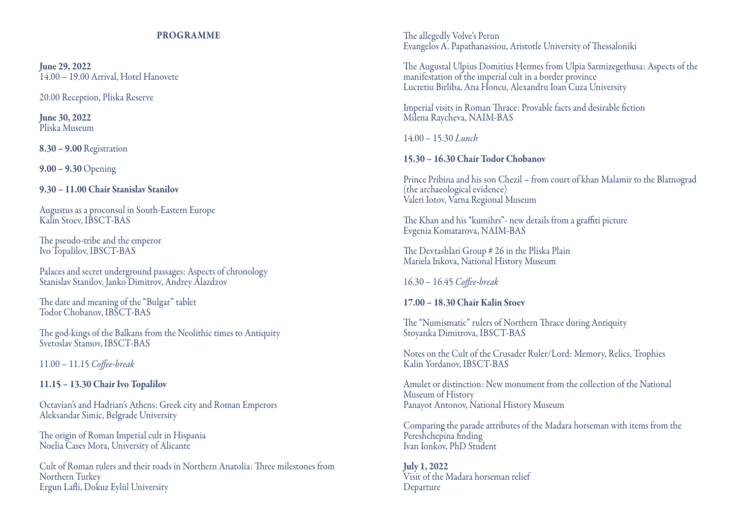## PROGRAMME

**June 29, 2022**
14.00 – 19.00 Arrival, Hotel Hanovete

20.00 Reception, Pliska Reserve

**June 30, 2022**
Pliska Museum

**8.30 – 9.00** Registration

**9.00 – 9.30** Opening

**9.30 – 11.00 Chair Stanislav Stanilov**

Augustus as a proconsul in South-Eastern Europe
Kalin Stoev, IBSCT-BAS

The pseudo-tribe and the emperor
Ivo Topalilov, IBSCT-BAS

Palaces and secret underground passages: Aspects of chronology
Stanislav Stanilov, Janko Dimitrov, Andrey Alazdzov

The date and meaning of the "Bulgar" tablet
Todor Chobanov, IBSCT-BAS

The god-kings of the Balkans from the Neolithic times to Antiquity
Svetoslav Stamov, IBSCT-BAS

11.00 – 11.15 *Coffee-break*

**11.15 – 13.30 Chair Ivo Topalilov**

Octavian's and Hadrian's Athens: Greek city and Roman Emperors
Aleksandar Simic, Belgrade University

The origin of Roman Imperial cult in Hispania
Noelia Cases Mora, University of Alicante

Cult of Roman rulers and their roads in Northern Anatolia: Three milestones from Northern Turkey
Ergun Lafli, Dokuz Eylül University

The allegedly Volve's Perun
Evangelos A. Papathanassiou, Aristotle University of Thessaloniki

The Augustal Ulpius Domitius Hermes from Ulpia Sarmizegethusa: Aspects of the manifestation of the imperial cult in a border province
Lucretiu Birliba, Ana Honcu, Alexandru Ioan Cuza University

Imperial visits in Roman Thrace: Provable facts and desirable fiction
Milena Raycheva, NAIM-BAS

14.00 – 15.30 *Lunch*

**15.30 – 16.30 Chair Todor Chobanov**

Prince Pribina and his son Chezil – from court of khan Malamir to the Blatnograd (the archaeological evidence)
Valeri Iotov, Varna Regional Museum

The Khan and his "kumihrs"- new details from a graffiti picture
Evgenia Komatarova, NAIM-BAS

The Devtashlari Group # 26 in the Pliska Plain
Mariela Inkova, National History Museum

16.30 – 16.45 *Coffee-break*

**17.00 – 18.30 Chair Kalin Stoev**

The "Numismatic" rulers of Northern Thrace during Antiquity
Stoyanka Dimitrova, IBSCT-BAS

Notes on the Cult of the Crusader Ruler/Lord: Memory, Relics, Trophies
Kalin Yordanov, IBSCT-BAS

Amulet or distinction: New monument from the collection of the National Museum of History
Panayot Antonov, National History Museum

Comparing the parade attributes of the Madara horseman with items from the Pereshchepina finding
Ivan Ionkov, PhD Student

**July 1, 2022**
Visit of the Madara horseman relief
Departure